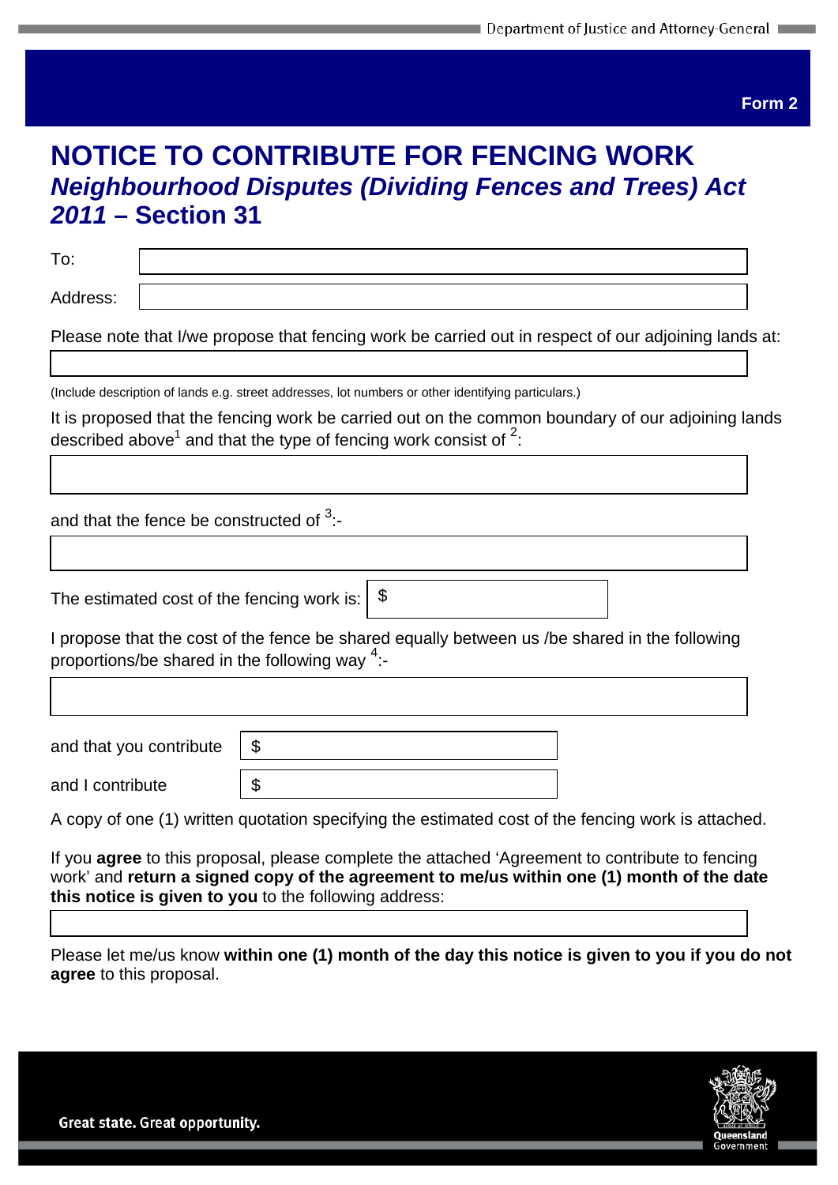Form 2

# NOTICE TO CONTRIBUTE FOR FENCING WORK

## *Neighbourhood Disputes (Dividing Fences and Trees) Act 2011* – Section 31

To:

Address:

Please note that I/we propose that fencing work be carried out in respect of our adjoining lands at:

(Include description of lands e.g. street addresses, lot numbers or other identifying particulars.)

It is proposed that the fencing work be carried out on the common boundary of our adjoining lands described above[1] and that the type of fencing work consist of [2]:

and that the fence be constructed of [3]:-

The estimated cost of the fencing work is: $

I propose that the cost of the fence be shared equally between us /be shared in the following proportions/be shared in the following way [4]:-

and that you contribute $

and I contribute $

A copy of one (1) written quotation specifying the estimated cost of the fencing work is attached.

If you **agree** to this proposal, please complete the attached 'Agreement to contribute to fencing work' and **return a signed copy of the agreement to me/us within one (1) month of the date this notice is given to you** to the following address:

Please let me/us know **within one (1) month of the day this notice is given to you if you do not agree** to this proposal.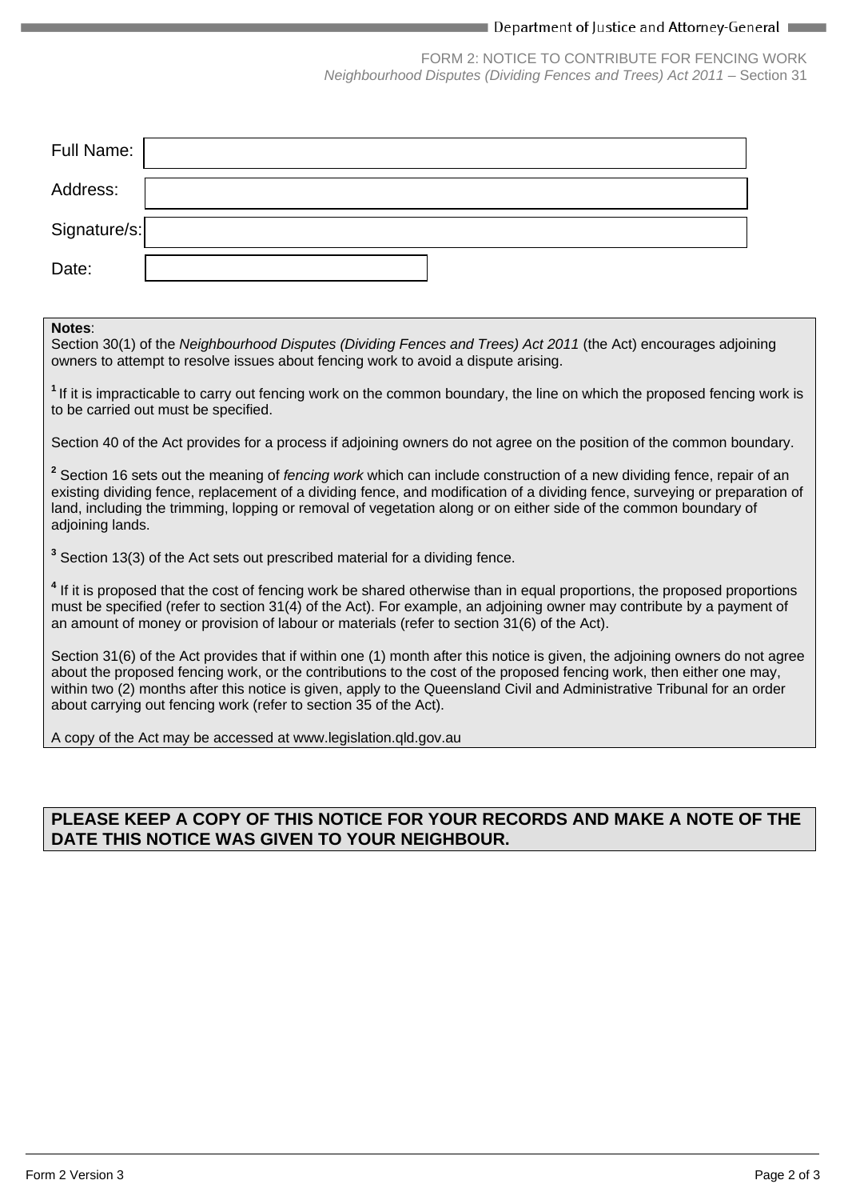FORM 2: NOTICE TO CONTRIBUTE FOR FENCING WORK
*Neighbourhood Disputes (Dividing Fences and Trees) Act 2011* – Section 31

| | |
|---|---|
| Full Name: | |
| Address: | |
| Signature/s: | |
| Date: | |

**Notes**:
Section 30(1) of the *Neighbourhood Disputes (Dividing Fences and Trees) Act 2011* (the Act) encourages adjoining owners to attempt to resolve issues about fencing work to avoid a dispute arising.

[1] If it is impracticable to carry out fencing work on the common boundary, the line on which the proposed fencing work is to be carried out must be specified.

Section 40 of the Act provides for a process if adjoining owners do not agree on the position of the common boundary.

[2] Section 16 sets out the meaning of *fencing work* which can include construction of a new dividing fence, repair of an existing dividing fence, replacement of a dividing fence, and modification of a dividing fence, surveying or preparation of land, including the trimming, lopping or removal of vegetation along or on either side of the common boundary of adjoining lands.

[3] Section 13(3) of the Act sets out prescribed material for a dividing fence.

[4] If it is proposed that the cost of fencing work be shared otherwise than in equal proportions, the proposed proportions must be specified (refer to section 31(4) of the Act). For example, an adjoining owner may contribute by a payment of an amount of money or provision of labour or materials (refer to section 31(6) of the Act).

Section 31(6) of the Act provides that if within one (1) month after this notice is given, the adjoining owners do not agree about the proposed fencing work, or the contributions to the cost of the proposed fencing work, then either one may, within two (2) months after this notice is given, apply to the Queensland Civil and Administrative Tribunal for an order about carrying out fencing work (refer to section 35 of the Act).

A copy of the Act may be accessed at www.legislation.qld.gov.au

**PLEASE KEEP A COPY OF THIS NOTICE FOR YOUR RECORDS AND MAKE A NOTE OF THE DATE THIS NOTICE WAS GIVEN TO YOUR NEIGHBOUR.**

Form 2 Version 3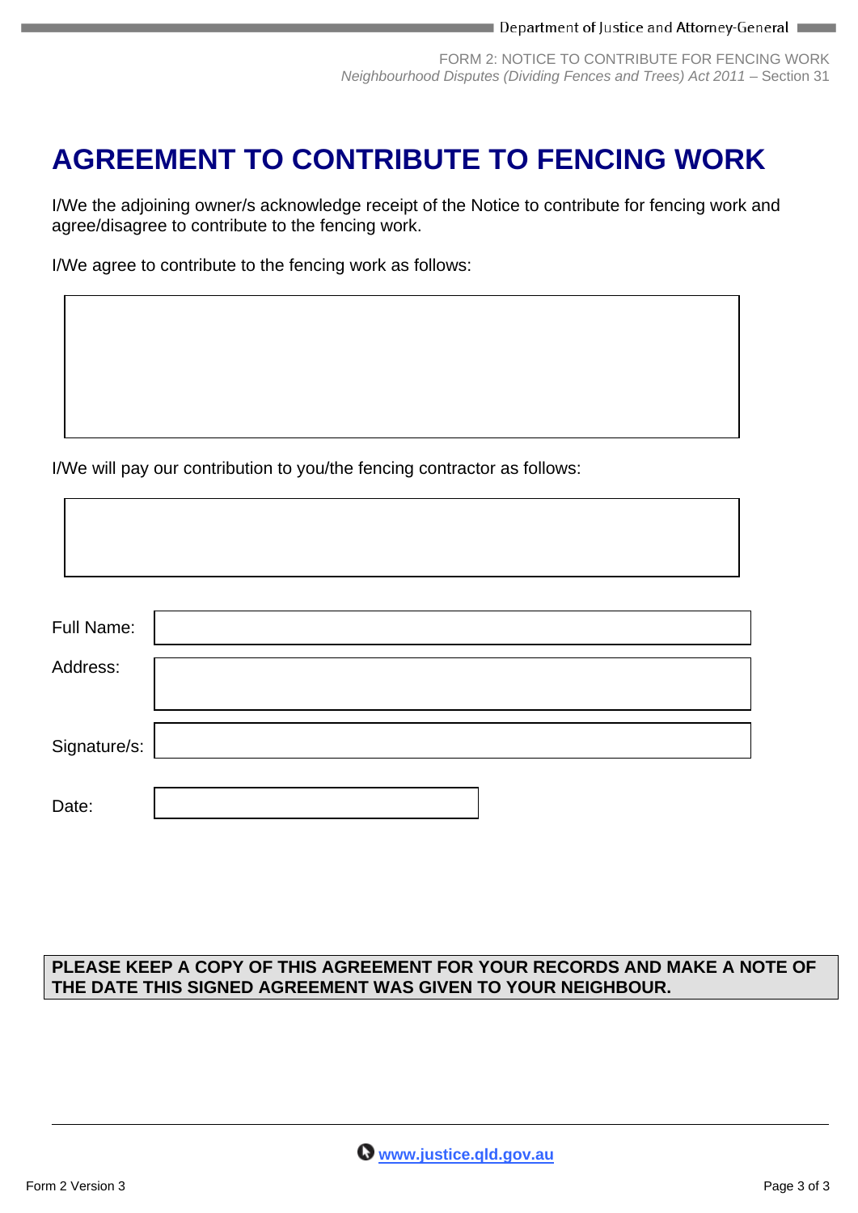FORM 2: NOTICE TO CONTRIBUTE FOR FENCING WORK
*Neighbourhood Disputes (Dividing Fences and Trees) Act 2011* – Section 31

# AGREEMENT TO CONTRIBUTE TO FENCING WORK

I/We the adjoining owner/s acknowledge receipt of the Notice to contribute for fencing work and agree/disagree to contribute to the fencing work.

I/We agree to contribute to the fencing work as follows:

I/We will pay our contribution to you/the fencing contractor as follows:

| | |
|---|---|
| Full Name: | |
| Address: | |
| Signature/s: | |
| Date: | |

**PLEASE KEEP A COPY OF THIS AGREEMENT FOR YOUR RECORDS AND MAKE A NOTE OF THE DATE THIS SIGNED AGREEMENT WAS GIVEN TO YOUR NEIGHBOUR.**

www.justice.qld.gov.au

Form 2 Version 3